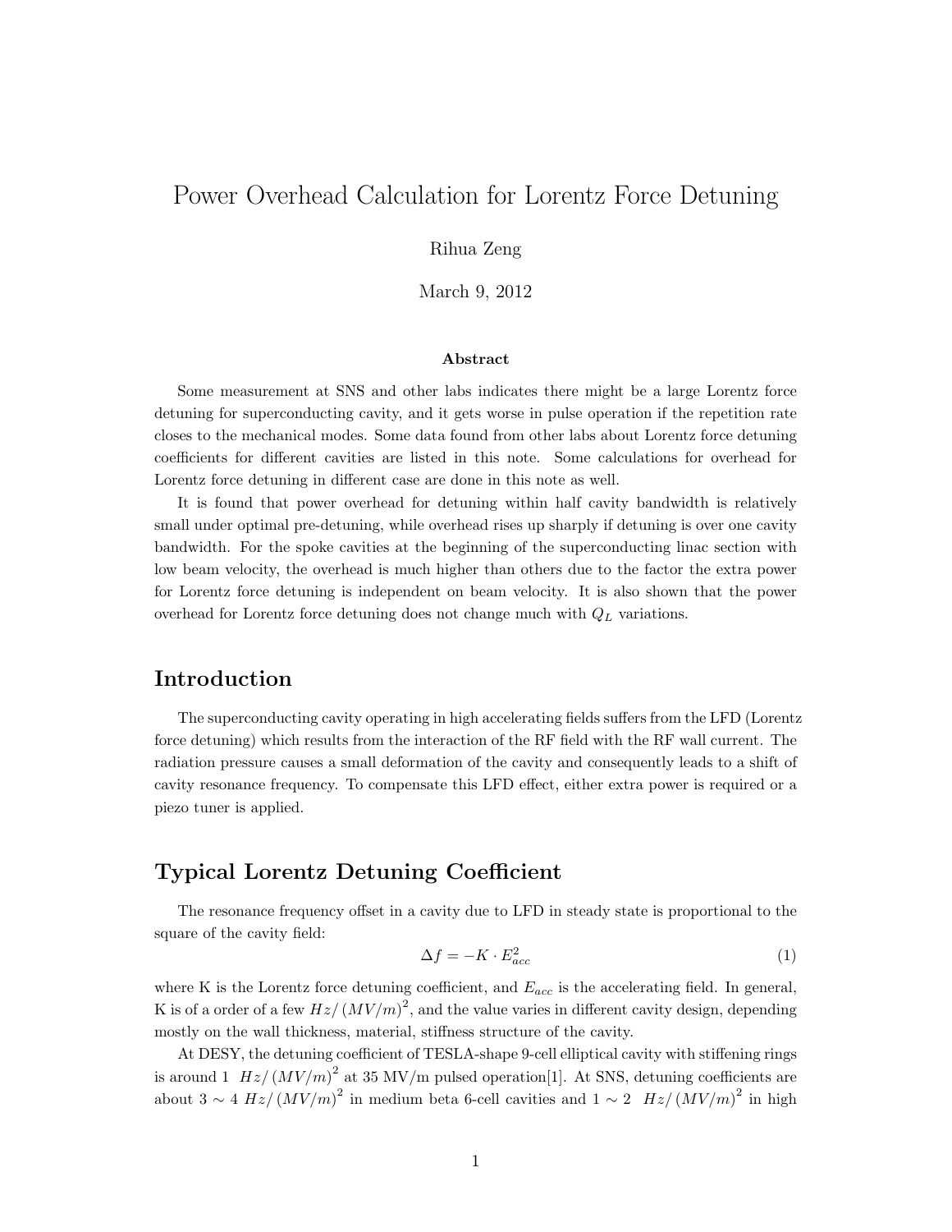# Power Overhead Calculation for Lorentz Force Detuning

Rihua Zeng

March 9, 2012

**Abstract**

Some measurement at SNS and other labs indicates there might be a large Lorentz force detuning for superconducting cavity, and it gets worse in pulse operation if the repetition rate closes to the mechanical modes. Some data found from other labs about Lorentz force detuning coefficients for different cavities are listed in this note. Some calculations for overhead for Lorentz force detuning in different case are done in this note as well.

It is found that power overhead for detuning within half cavity bandwidth is relatively small under optimal pre-detuning, while overhead rises up sharply if detuning is over one cavity bandwidth. For the spoke cavities at the beginning of the superconducting linac section with low beam velocity, the overhead is much higher than others due to the factor the extra power for Lorentz force detuning is independent on beam velocity. It is also shown that the power overhead for Lorentz force detuning does not change much with $Q_L$ variations.

## Introduction

The superconducting cavity operating in high accelerating fields suffers from the LFD (Lorentz force detuning) which results from the interaction of the RF field with the RF wall current. The radiation pressure causes a small deformation of the cavity and consequently leads to a shift of cavity resonance frequency. To compensate this LFD effect, either extra power is required or a piezo tuner is applied.

## Typical Lorentz Detuning Coefficient

The resonance frequency offset in a cavity due to LFD in steady state is proportional to the square of the cavity field:

$$\Delta f = -K \cdot E_{acc}^2 \tag{1}$$

where K is the Lorentz force detuning coefficient, and $E_{acc}$ is the accelerating field. In general, K is of a order of a few $Hz/(MV/m)^2$, and the value varies in different cavity design, depending mostly on the wall thickness, material, stiffness structure of the cavity.

At DESY, the detuning coefficient of TESLA-shape 9-cell elliptical cavity with stiffening rings is around 1 $Hz/(MV/m)^2$ at 35 MV/m pulsed operation[1]. At SNS, detuning coefficients are about $3 \sim 4$ $Hz/(MV/m)^2$ in medium beta 6-cell cavities and $1 \sim 2$ $Hz/(MV/m)^2$ in high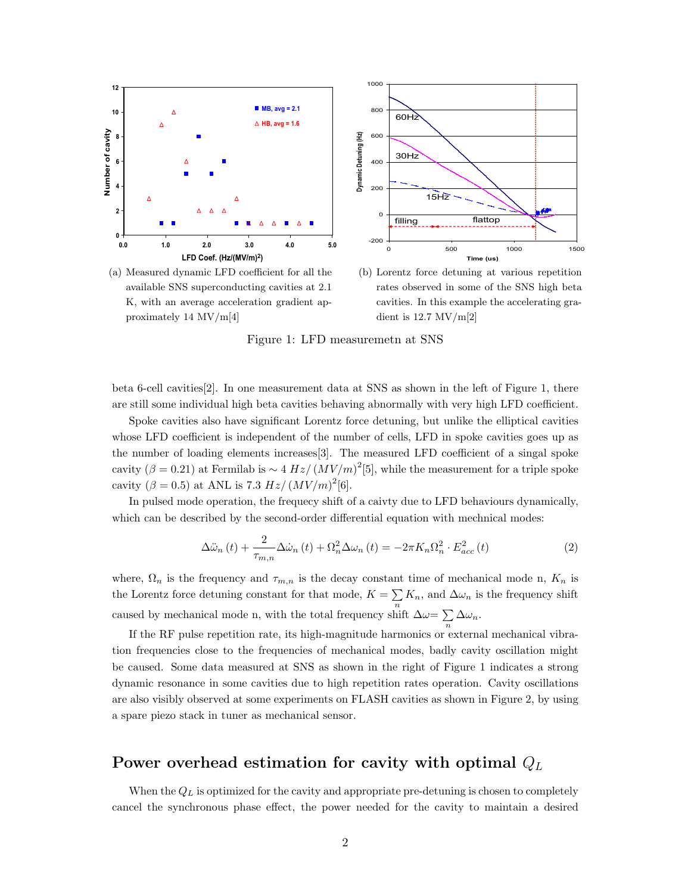(a) Measured dynamic LFD coefficient for all the available SNS superconducting cavities at 2.1 K, with an average acceleration gradient approximately 14 MV/m[4]

(b) Lorentz force detuning at various repetition rates observed in some of the SNS high beta cavities. In this example the accelerating gradient is 12.7 MV/m[2]

Figure 1: LFD measuremetn at SNS

beta 6-cell cavities[2]. In one measurement data at SNS as shown in the left of Figure 1, there are still some individual high beta cavities behaving abnormally with very high LFD coefficient.

Spoke cavities also have significant Lorentz force detuning, but unlike the elliptical cavities whose LFD coefficient is independent of the number of cells, LFD in spoke cavities goes up as the number of loading elements increases[3]. The measured LFD coefficient of a singal spoke cavity ($\beta = 0.21$) at Fermilab is $\sim 4\ Hz/\left(MV/m\right)^2$[5], while the measurement for a triple spoke cavity ($\beta = 0.5$) at ANL is $7.3\ Hz/\left(MV/m\right)^2$[6].

In pulsed mode operation, the frequecy shift of a caivty due to LFD behaviours dynamically, which can be described by the second-order differential equation with mechnical modes:

$$\Delta\ddot{\omega}_n\left(t\right) + \frac{2}{\tau_{m,n}}\Delta\dot{\omega}_n\left(t\right) + \Omega_n^2\Delta\omega_n\left(t\right) = -2\pi K_n\Omega_n^2 \cdot E_{acc}^2\left(t\right) \tag{2}$$

where, $\Omega_n$ is the frequency and $\tau_{m,n}$ is the decay constant time of mechanical mode n, $K_n$ is the Lorentz force detuning constant for that mode, $K = \sum_n K_n$, and $\Delta\omega_n$ is the frequency shift caused by mechanical mode n, with the total frequency shift $\Delta\omega = \sum_n \Delta\omega_n$.

If the RF pulse repetition rate, its high-magnitude harmonics or external mechanical vibration frequencies close to the frequencies of mechanical modes, badly cavity oscillation might be caused. Some data measured at SNS as shown in the right of Figure 1 indicates a strong dynamic resonance in some cavities due to high repetition rates operation. Cavity oscillations are also visibly observed at some experiments on FLASH cavities as shown in Figure 2, by using a spare piezo stack in tuner as mechanical sensor.

## Power overhead estimation for cavity with optimal $Q_L$

When the $Q_L$ is optimized for the cavity and appropriate pre-detuning is chosen to completely cancel the synchronous phase effect, the power needed for the cavity to maintain a desired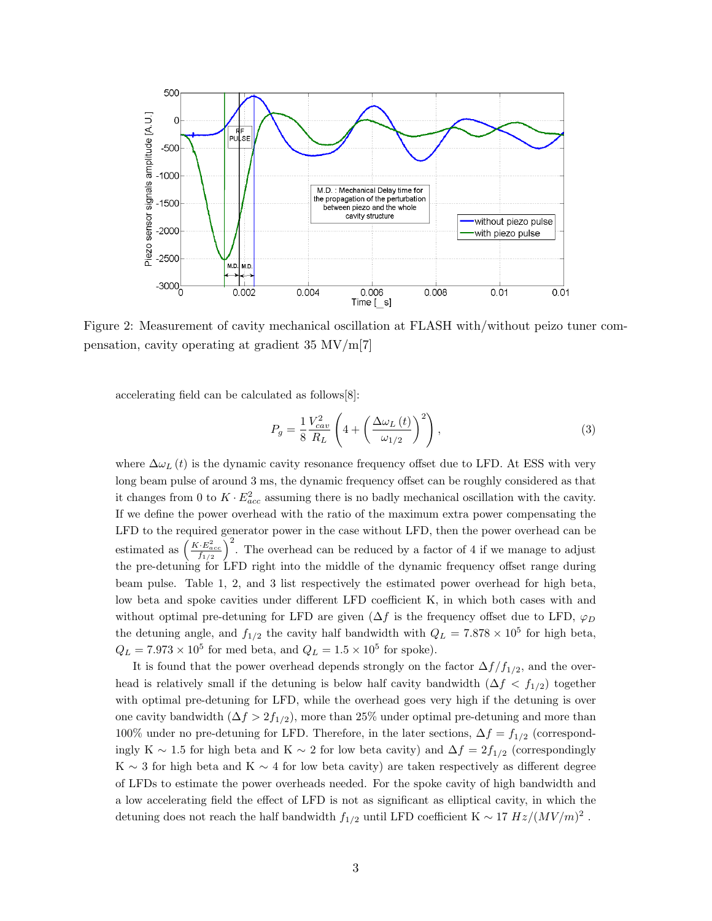Figure 2: Measurement of cavity mechanical oscillation at FLASH with/without peizo tuner compensation, cavity operating at gradient 35 MV/m[7]

accelerating field can be calculated as follows[8]:

$$P_g = \frac{1}{8}\frac{V_{cav}^2}{R_L}\left(4 + \left(\frac{\Delta\omega_L(t)}{\omega_{1/2}}\right)^2\right), \tag{3}$$

where $\Delta\omega_L(t)$ is the dynamic cavity resonance frequency offset due to LFD. At ESS with very long beam pulse of around 3 ms, the dynamic frequency offset can be roughly considered as that it changes from 0 to $K \cdot E_{acc}^2$ assuming there is no badly mechanical oscillation with the cavity. If we define the power overhead with the ratio of the maximum extra power compensating the LFD to the required generator power in the case without LFD, then the power overhead can be estimated as $\left(\frac{K \cdot E_{acc}^2}{f_{1/2}}\right)^2$. The overhead can be reduced by a factor of 4 if we manage to adjust the pre-detuning for LFD right into the middle of the dynamic frequency offset range during beam pulse. Table 1, 2, and 3 list respectively the estimated power overhead for high beta, low beta and spoke cavities under different LFD coefficient K, in which both cases with and without optimal pre-detuning for LFD are given ($\Delta f$ is the frequency offset due to LFD, $\varphi_D$ the detuning angle, and $f_{1/2}$ the cavity half bandwidth with $Q_L = 7.878 \times 10^5$ for high beta, $Q_L = 7.973 \times 10^5$ for med beta, and $Q_L = 1.5 \times 10^5$ for spoke).

It is found that the power overhead depends strongly on the factor $\Delta f / f_{1/2}$, and the overhead is relatively small if the detuning is below half cavity bandwidth ($\Delta f < f_{1/2}$) together with optimal pre-detuning for LFD, while the overhead goes very high if the detuning is over one cavity bandwidth ($\Delta f > 2f_{1/2}$), more than 25% under optimal pre-detuning and more than 100% under no pre-detuning for LFD. Therefore, in the later sections, $\Delta f = f_{1/2}$ (correspondingly K $\sim$ 1.5 for high beta and K $\sim$ 2 for low beta cavity) and $\Delta f = 2f_{1/2}$ (correspondingly K $\sim$ 3 for high beta and K $\sim$ 4 for low beta cavity) are taken respectively as different degree of LFDs to estimate the power overheads needed. For the spoke cavity of high bandwidth and a low accelerating field the effect of LFD is not as significant as elliptical cavity, in which the detuning does not reach the half bandwidth $f_{1/2}$ until LFD coefficient K $\sim$ 17 $Hz/(MV/m)^2$ .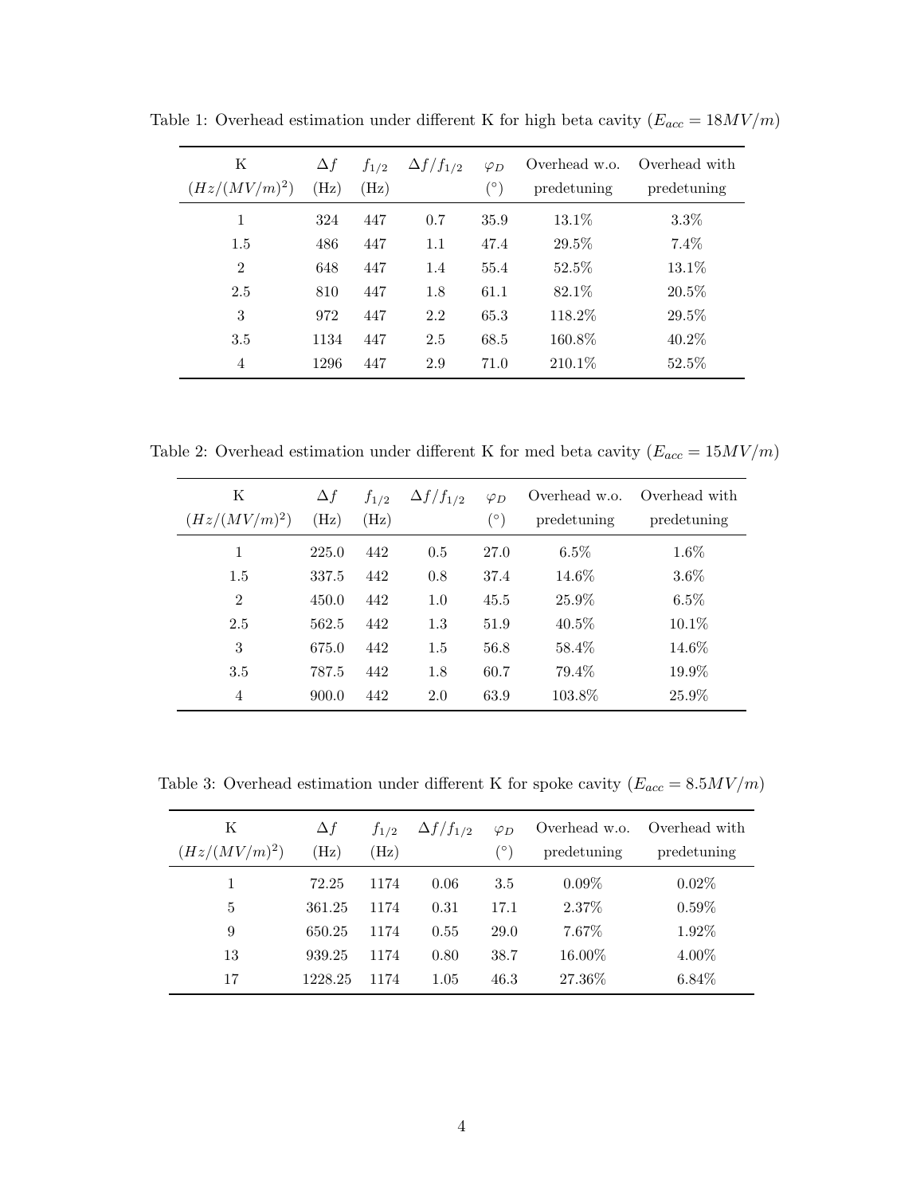Table 1: Overhead estimation under different K for high beta cavity ($E_{acc} = 18MV/m$)

| K ($Hz/(MV/m)^2$) | $\Delta f$ (Hz) | $f_{1/2}$ (Hz) | $\Delta f/f_{1/2}$ | $\varphi_D$ (°) | Overhead w.o. predetuning | Overhead with predetuning |
|---|---|---|---|---|---|---|
| 1 | 324 | 447 | 0.7 | 35.9 | 13.1% | 3.3% |
| 1.5 | 486 | 447 | 1.1 | 47.4 | 29.5% | 7.4% |
| 2 | 648 | 447 | 1.4 | 55.4 | 52.5% | 13.1% |
| 2.5 | 810 | 447 | 1.8 | 61.1 | 82.1% | 20.5% |
| 3 | 972 | 447 | 2.2 | 65.3 | 118.2% | 29.5% |
| 3.5 | 1134 | 447 | 2.5 | 68.5 | 160.8% | 40.2% |
| 4 | 1296 | 447 | 2.9 | 71.0 | 210.1% | 52.5% |

Table 2: Overhead estimation under different K for med beta cavity ($E_{acc} = 15MV/m$)

| K ($Hz/(MV/m)^2$) | $\Delta f$ (Hz) | $f_{1/2}$ (Hz) | $\Delta f/f_{1/2}$ | $\varphi_D$ (°) | Overhead w.o. predetuning | Overhead with predetuning |
|---|---|---|---|---|---|---|
| 1 | 225.0 | 442 | 0.5 | 27.0 | 6.5% | 1.6% |
| 1.5 | 337.5 | 442 | 0.8 | 37.4 | 14.6% | 3.6% |
| 2 | 450.0 | 442 | 1.0 | 45.5 | 25.9% | 6.5% |
| 2.5 | 562.5 | 442 | 1.3 | 51.9 | 40.5% | 10.1% |
| 3 | 675.0 | 442 | 1.5 | 56.8 | 58.4% | 14.6% |
| 3.5 | 787.5 | 442 | 1.8 | 60.7 | 79.4% | 19.9% |
| 4 | 900.0 | 442 | 2.0 | 63.9 | 103.8% | 25.9% |

Table 3: Overhead estimation under different K for spoke cavity ($E_{acc} = 8.5MV/m$)

| K ($Hz/(MV/m)^2$) | $\Delta f$ (Hz) | $f_{1/2}$ (Hz) | $\Delta f/f_{1/2}$ | $\varphi_D$ (°) | Overhead w.o. predetuning | Overhead with predetuning |
|---|---|---|---|---|---|---|
| 1 | 72.25 | 1174 | 0.06 | 3.5 | 0.09% | 0.02% |
| 5 | 361.25 | 1174 | 0.31 | 17.1 | 2.37% | 0.59% |
| 9 | 650.25 | 1174 | 0.55 | 29.0 | 7.67% | 1.92% |
| 13 | 939.25 | 1174 | 0.80 | 38.7 | 16.00% | 4.00% |
| 17 | 1228.25 | 1174 | 1.05 | 46.3 | 27.36% | 6.84% |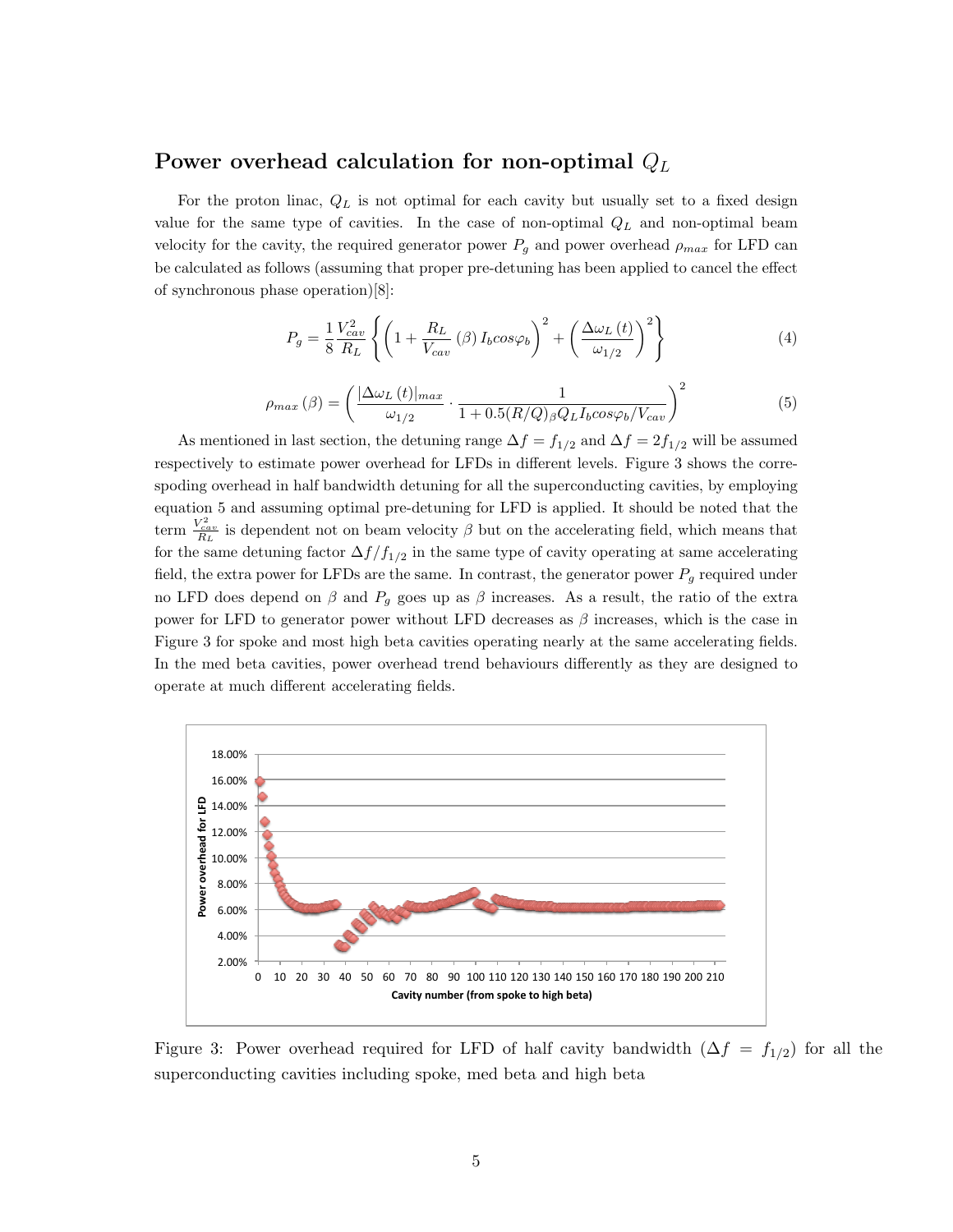## Power overhead calculation for non-optimal $Q_L$

For the proton linac, $Q_L$ is not optimal for each cavity but usually set to a fixed design value for the same type of cavities. In the case of non-optimal $Q_L$ and non-optimal beam velocity for the cavity, the required generator power $P_g$ and power overhead $\rho_{max}$ for LFD can be calculated as follows (assuming that proper pre-detuning has been applied to cancel the effect of synchronous phase operation)[8]:

$$P_g = \frac{1}{8}\frac{V_{cav}^2}{R_L}\left\{\left(1 + \frac{R_L}{V_{cav}}(\beta) I_b cos\varphi_b\right)^2 + \left(\frac{\Delta\omega_L(t)}{\omega_{1/2}}\right)^2\right\} \tag{4}$$

$$\rho_{max}(\beta) = \left(\frac{|\Delta\omega_L(t)|_{max}}{\omega_{1/2}} \cdot \frac{1}{1 + 0.5(R/Q)_\beta Q_L I_b cos\varphi_b / V_{cav}}\right)^2 \tag{5}$$

As mentioned in last section, the detuning range $\Delta f = f_{1/2}$ and $\Delta f = 2f_{1/2}$ will be assumed respectively to estimate power overhead for LFDs in different levels. Figure 3 shows the correspoding overhead in half bandwidth detuning for all the superconducting cavities, by employing equation 5 and assuming optimal pre-detuning for LFD is applied. It should be noted that the term $\frac{V_{cav}^2}{R_L}$ is dependent not on beam velocity $\beta$ but on the accelerating field, which means that for the same detuning factor $\Delta f / f_{1/2}$ in the same type of cavity operating at same accelerating field, the extra power for LFDs are the same. In contrast, the generator power $P_g$ required under no LFD does depend on $\beta$ and $P_g$ goes up as $\beta$ increases. As a result, the ratio of the extra power for LFD to generator power without LFD decreases as $\beta$ increases, which is the case in Figure 3 for spoke and most high beta cavities operating nearly at the same accelerating fields. In the med beta cavities, power overhead trend behaviours differently as they are designed to operate at much different accelerating fields.

Figure 3: Power overhead required for LFD of half cavity bandwidth ($\Delta f = f_{1/2}$) for all the superconducting cavities including spoke, med beta and high beta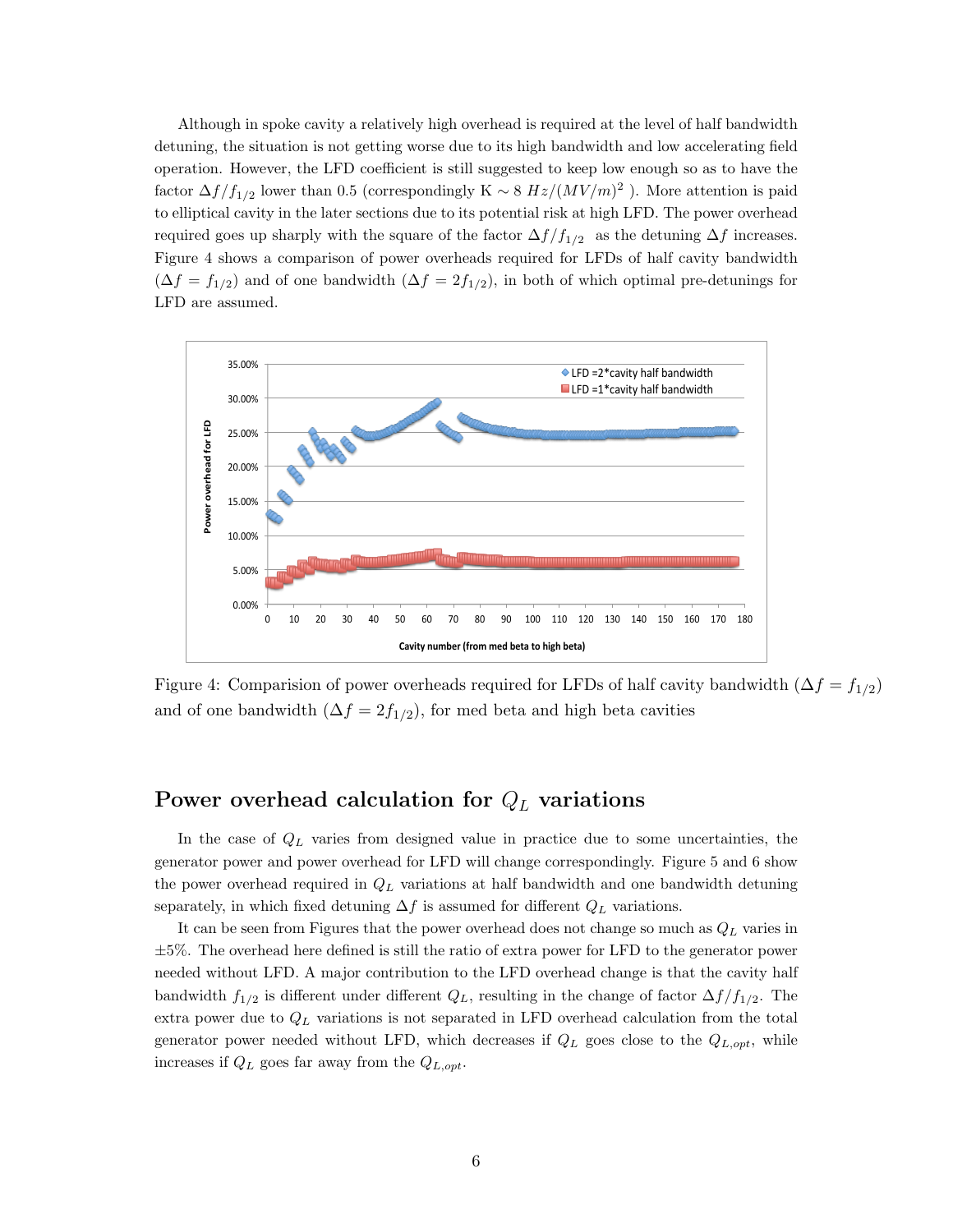Although in spoke cavity a relatively high overhead is required at the level of half bandwidth detuning, the situation is not getting worse due to its high bandwidth and low accelerating field operation. However, the LFD coefficient is still suggested to keep low enough so as to have the factor $\Delta f/f_{1/2}$ lower than 0.5 (correspondingly K $\sim 8\ Hz/(MV/m)^2$ ). More attention is paid to elliptical cavity in the later sections due to its potential risk at high LFD. The power overhead required goes up sharply with the square of the factor $\Delta f/f_{1/2}$ as the detuning $\Delta f$ increases. Figure 4 shows a comparison of power overheads required for LFDs of half cavity bandwidth ($\Delta f = f_{1/2}$) and of one bandwidth ($\Delta f = 2f_{1/2}$), in both of which optimal pre-detunings for LFD are assumed.

Figure 4: Comparision of power overheads required for LFDs of half cavity bandwidth ($\Delta f = f_{1/2}$) and of one bandwidth ($\Delta f = 2f_{1/2}$), for med beta and high beta cavities

## Power overhead calculation for $Q_L$ variations

In the case of $Q_L$ varies from designed value in practice due to some uncertainties, the generator power and power overhead for LFD will change correspondingly. Figure 5 and 6 show the power overhead required in $Q_L$ variations at half bandwidth and one bandwidth detuning separately, in which fixed detuning $\Delta f$ is assumed for different $Q_L$ variations.

It can be seen from Figures that the power overhead does not change so much as $Q_L$ varies in $\pm 5\%$. The overhead here defined is still the ratio of extra power for LFD to the generator power needed without LFD. A major contribution to the LFD overhead change is that the cavity half bandwidth $f_{1/2}$ is different under different $Q_L$, resulting in the change of factor $\Delta f/f_{1/2}$. The extra power due to $Q_L$ variations is not separated in LFD overhead calculation from the total generator power needed without LFD, which decreases if $Q_L$ goes close to the $Q_{L,opt}$, while increases if $Q_L$ goes far away from the $Q_{L,opt}$.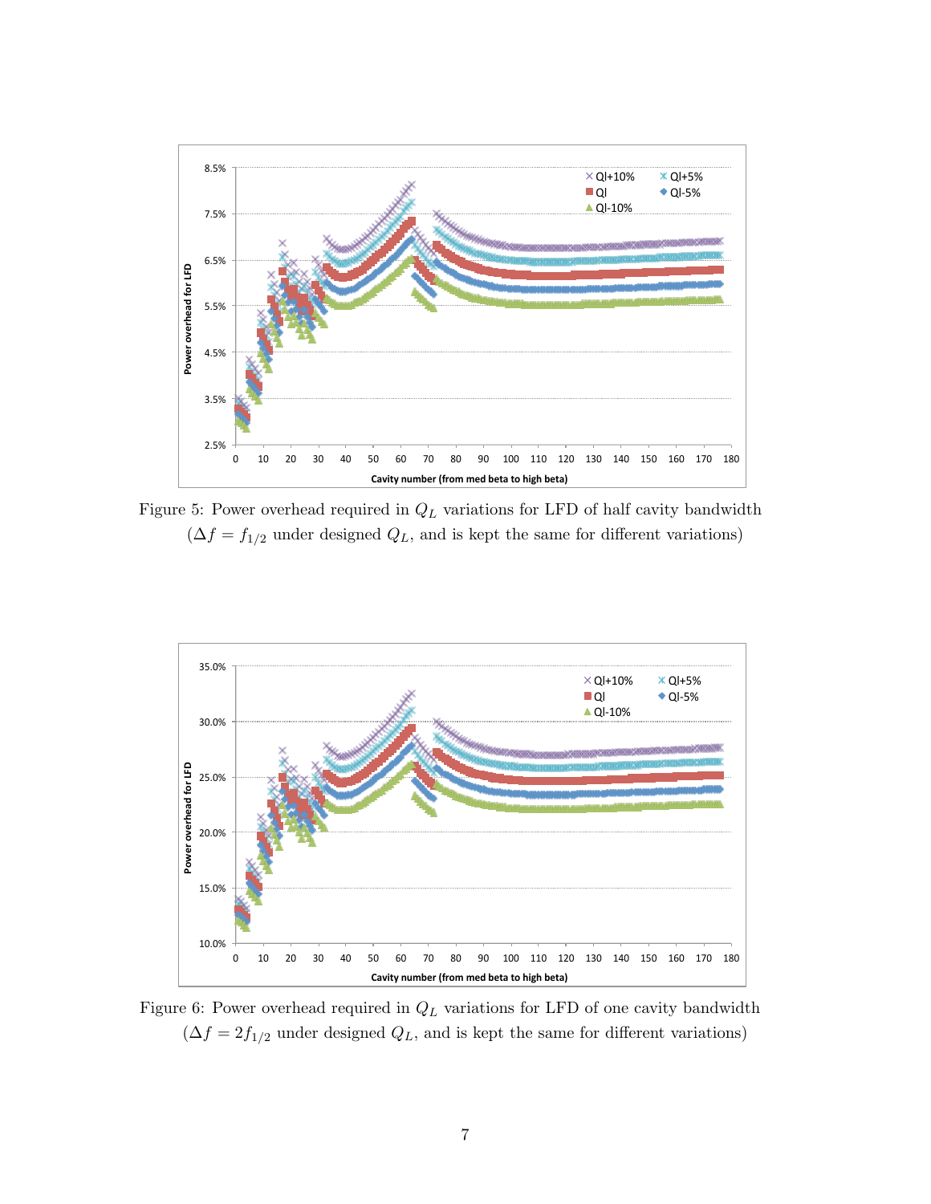Figure 5: Power overhead required in $Q_L$ variations for LFD of half cavity bandwidth ($\Delta f = f_{1/2}$ under designed $Q_L$, and is kept the same for different variations)

Figure 6: Power overhead required in $Q_L$ variations for LFD of one cavity bandwidth ($\Delta f = 2f_{1/2}$ under designed $Q_L$, and is kept the same for different variations)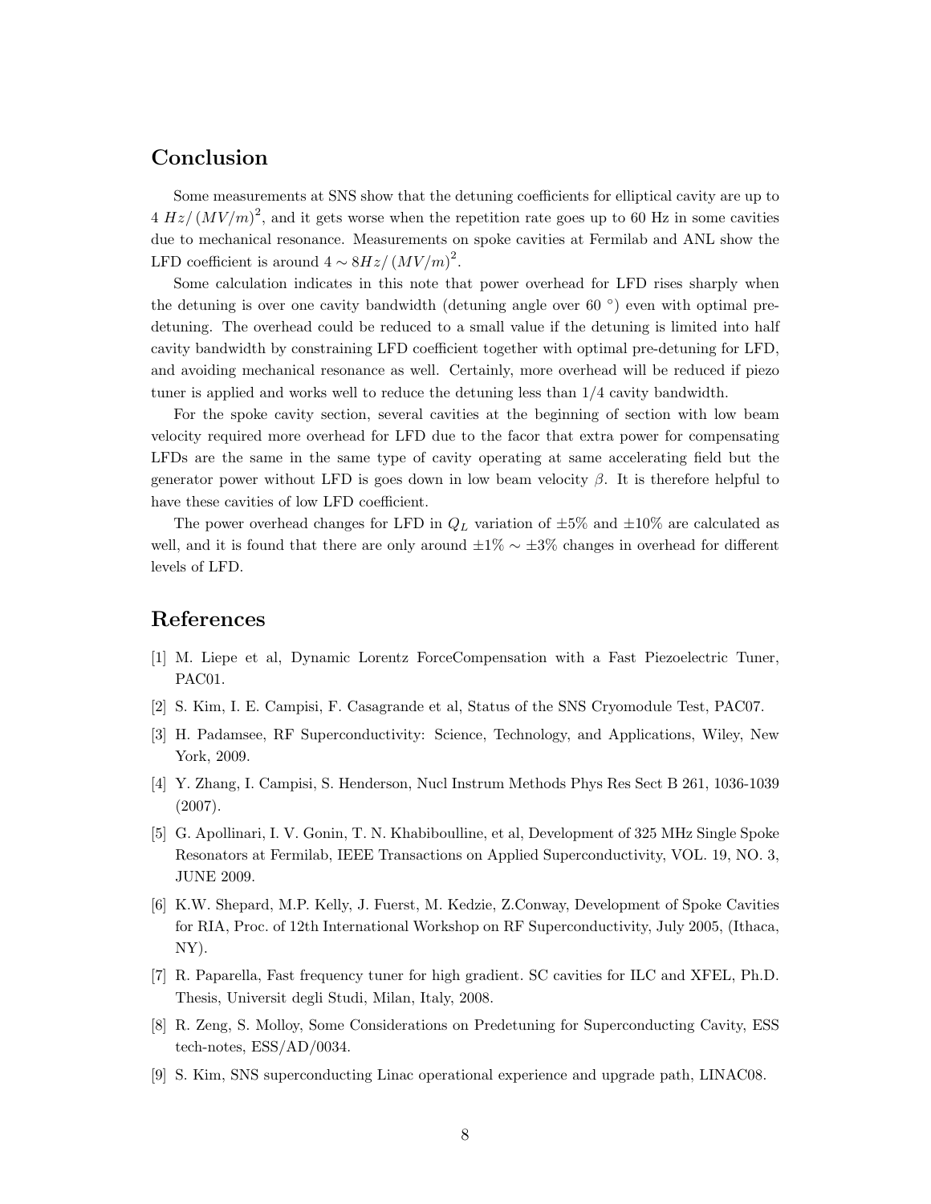## Conclusion

Some measurements at SNS show that the detuning coefficients for elliptical cavity are up to $4\ Hz/\left(MV/m\right)^2$, and it gets worse when the repetition rate goes up to 60 Hz in some cavities due to mechanical resonance. Measurements on spoke cavities at Fermilab and ANL show the LFD coefficient is around $4 \sim 8Hz/\left(MV/m\right)^2$.

Some calculation indicates in this note that power overhead for LFD rises sharply when the detuning is over one cavity bandwidth (detuning angle over 60 °) even with optimal pre-detuning. The overhead could be reduced to a small value if the detuning is limited into half cavity bandwidth by constraining LFD coefficient together with optimal pre-detuning for LFD, and avoiding mechanical resonance as well. Certainly, more overhead will be reduced if piezo tuner is applied and works well to reduce the detuning less than 1/4 cavity bandwidth.

For the spoke cavity section, several cavities at the beginning of section with low beam velocity required more overhead for LFD due to the facor that extra power for compensating LFDs are the same in the same type of cavity operating at same accelerating field but the generator power without LFD is goes down in low beam velocity $\beta$. It is therefore helpful to have these cavities of low LFD coefficient.

The power overhead changes for LFD in $Q_L$ variation of $\pm5\%$ and $\pm10\%$ are calculated as well, and it is found that there are only around $\pm1\% \sim \pm3\%$ changes in overhead for different levels of LFD.

## References

[1] M. Liepe et al, Dynamic Lorentz ForceCompensation with a Fast Piezoelectric Tuner, PAC01.

[2] S. Kim, I. E. Campisi, F. Casagrande et al, Status of the SNS Cryomodule Test, PAC07.

[3] H. Padamsee, RF Superconductivity: Science, Technology, and Applications, Wiley, New York, 2009.

[4] Y. Zhang, I. Campisi, S. Henderson, Nucl Instrum Methods Phys Res Sect B 261, 1036-1039 (2007).

[5] G. Apollinari, I. V. Gonin, T. N. Khabiboulline, et al, Development of 325 MHz Single Spoke Resonators at Fermilab, IEEE Transactions on Applied Superconductivity, VOL. 19, NO. 3, JUNE 2009.

[6] K.W. Shepard, M.P. Kelly, J. Fuerst, M. Kedzie, Z.Conway, Development of Spoke Cavities for RIA, Proc. of 12th International Workshop on RF Superconductivity, July 2005, (Ithaca, NY).

[7] R. Paparella, Fast frequency tuner for high gradient. SC cavities for ILC and XFEL, Ph.D. Thesis, Universit degli Studi, Milan, Italy, 2008.

[8] R. Zeng, S. Molloy, Some Considerations on Predetuning for Superconducting Cavity, ESS tech-notes, ESS/AD/0034.

[9] S. Kim, SNS superconducting Linac operational experience and upgrade path, LINAC08.